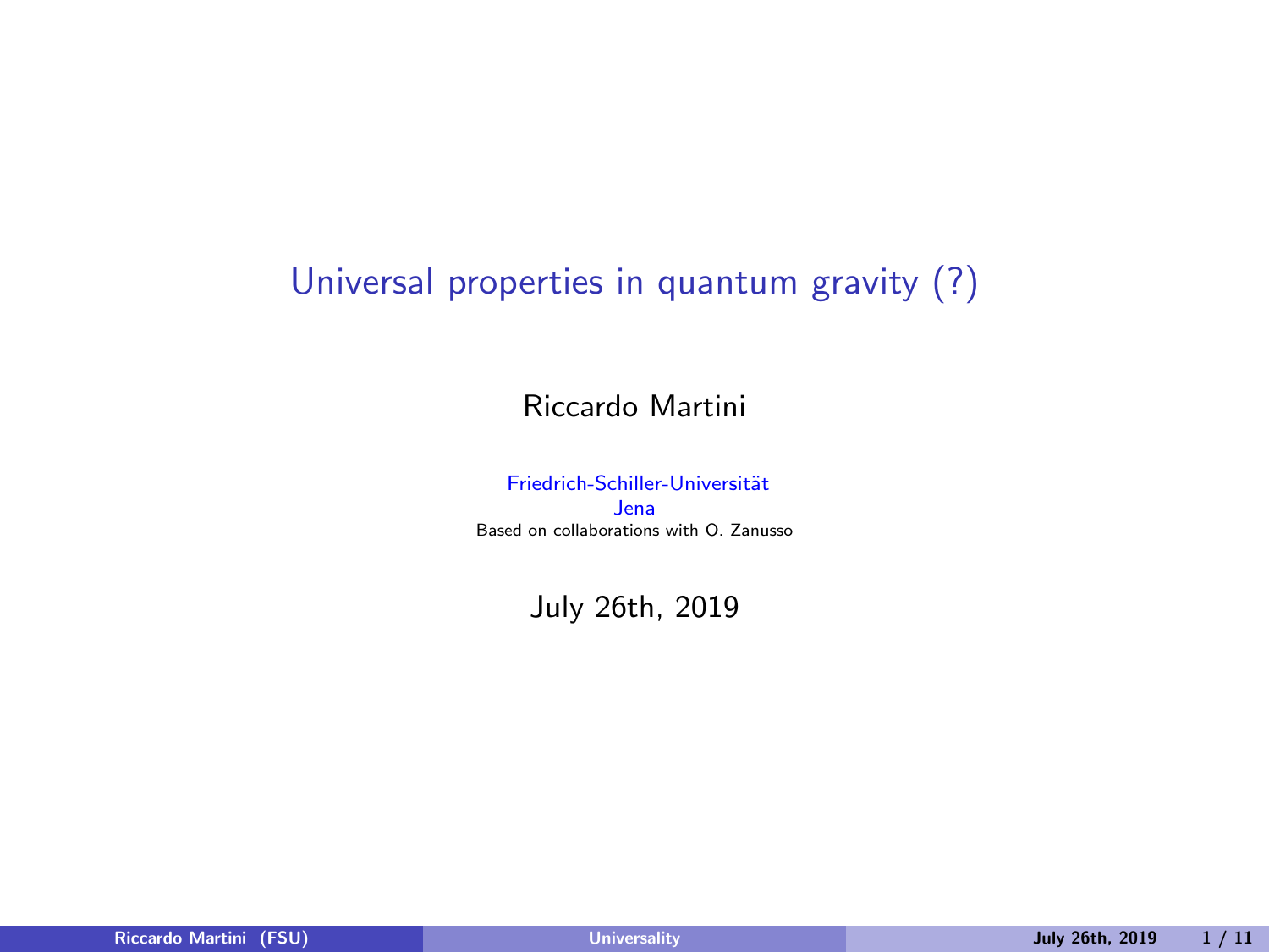# Universal properties in quantum gravity (?)

Riccardo Martini

Friedrich-Schiller-Universität
Jena
Based on collaborations with O. Zanusso

July 26th, 2019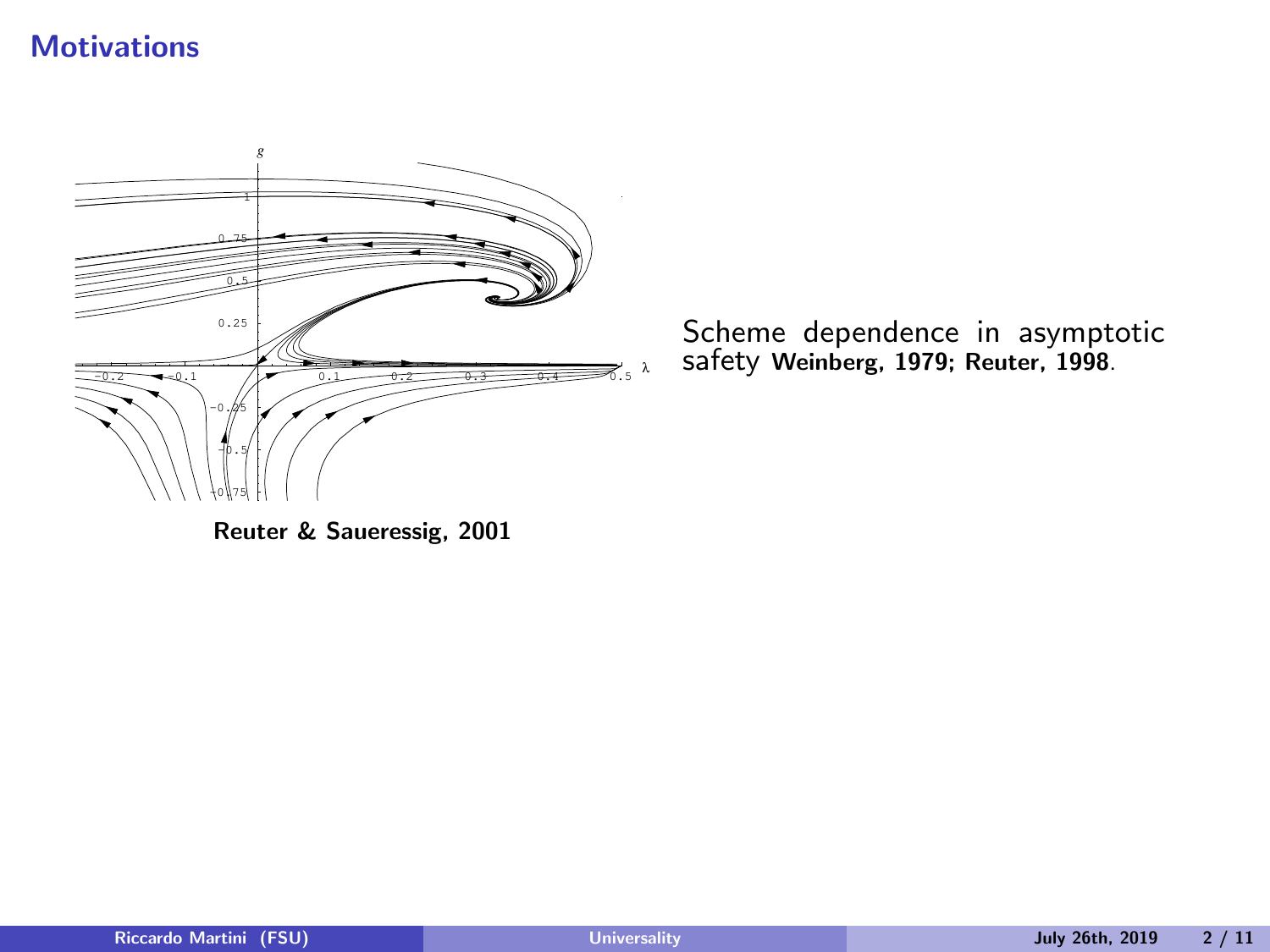## Motivations

Reuter & Saueressig, 2001

Scheme dependence in asymptotic safety **Weinberg, 1979; Reuter, 1998**.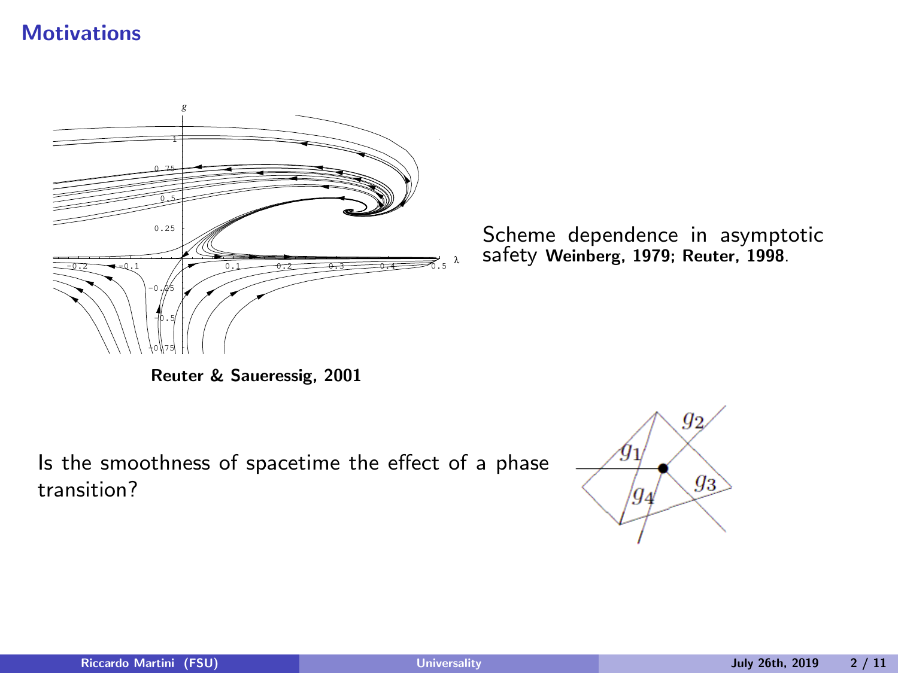## Motivations

**Reuter & Saueressig, 2001**

Scheme dependence in asymptotic safety **Weinberg, 1979; Reuter, 1998**.

Is the smoothness of spacetime the effect of a phase transition?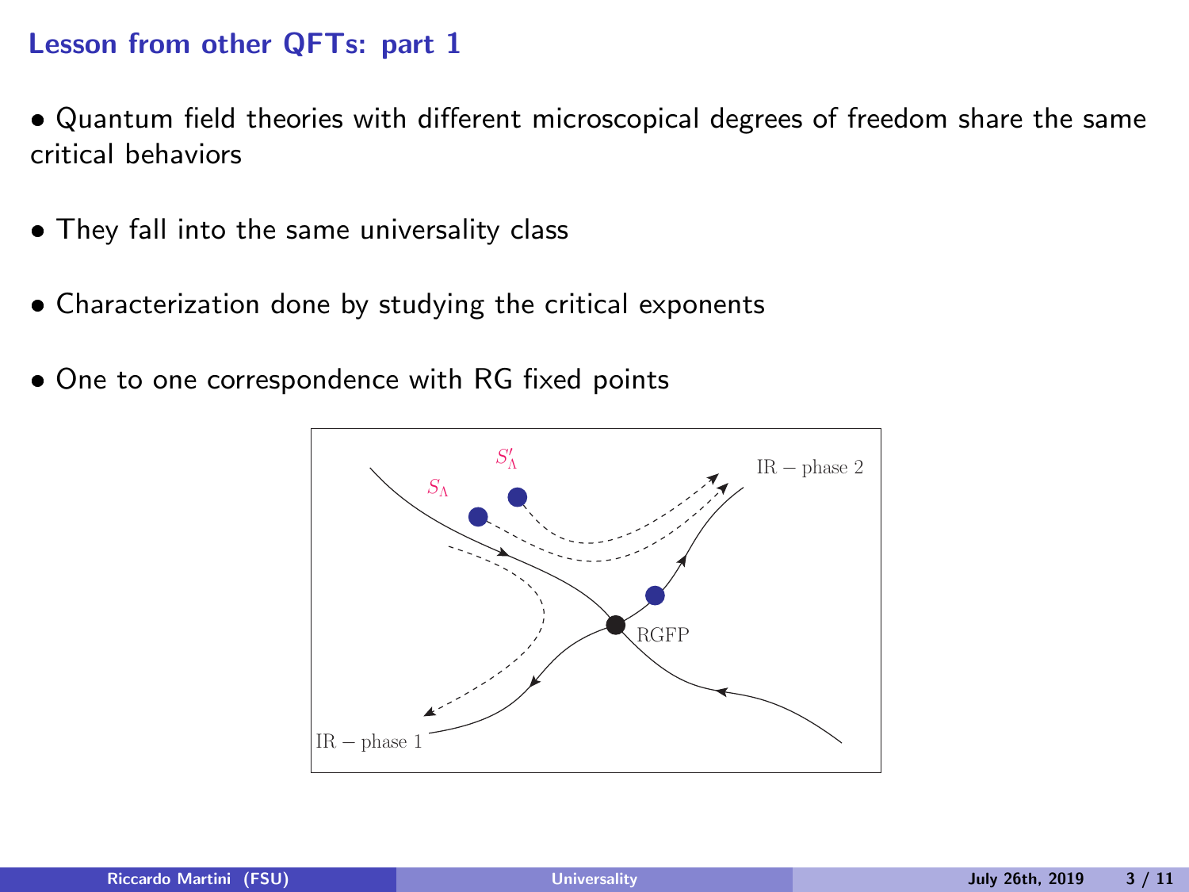## Lesson from other QFTs: part 1

- Quantum field theories with different microscopical degrees of freedom share the same critical behaviors
- They fall into the same universality class
- Characterization done by studying the critical exponents
- One to one correspondence with RG fixed points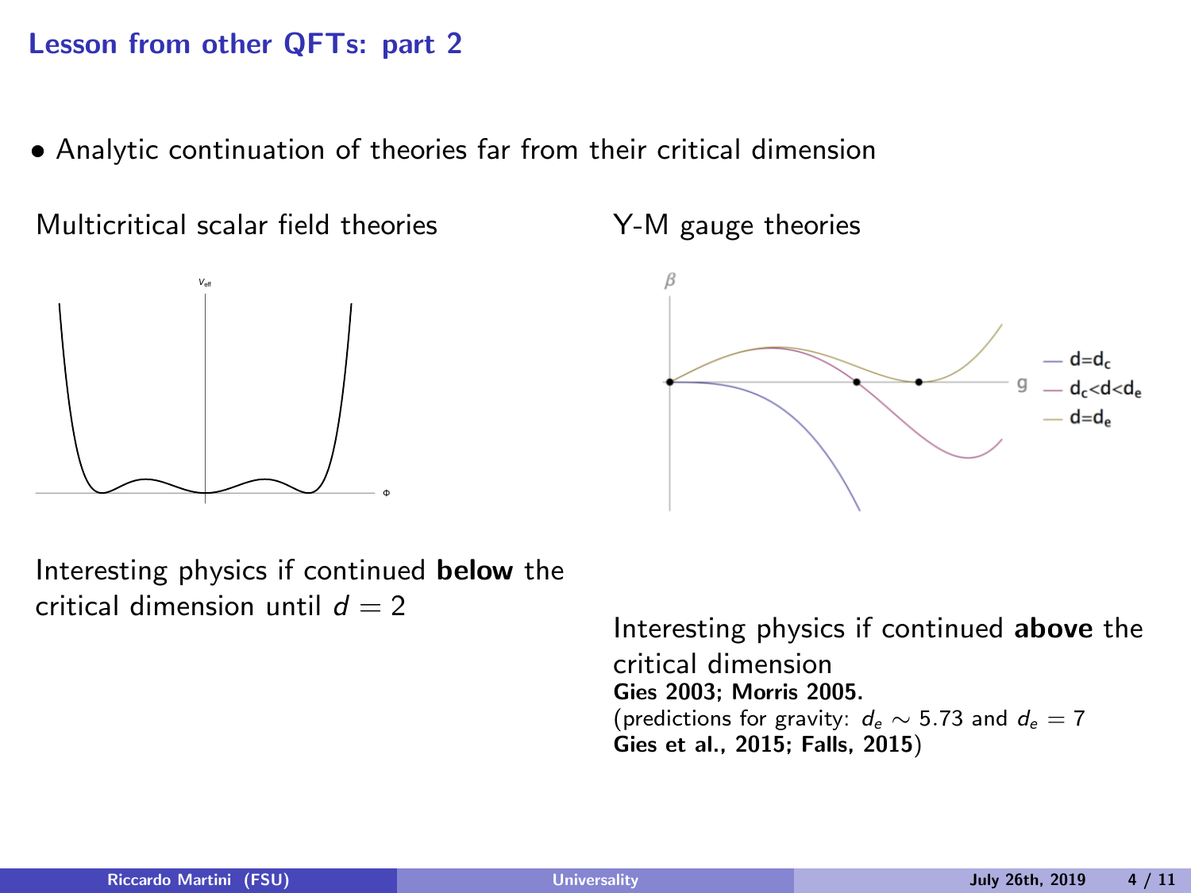## Lesson from other QFTs: part 2

- Analytic continuation of theories far from their critical dimension

Multicritical scalar field theories

Interesting physics if continued **below** the critical dimension until $d = 2$

Y-M gauge theories

Interesting physics if continued **above** the critical dimension
**Gies 2003; Morris 2005.**
(predictions for gravity: $d_e \sim 5.73$ and $d_e = 7$
**Gies et al., 2015; Falls, 2015**)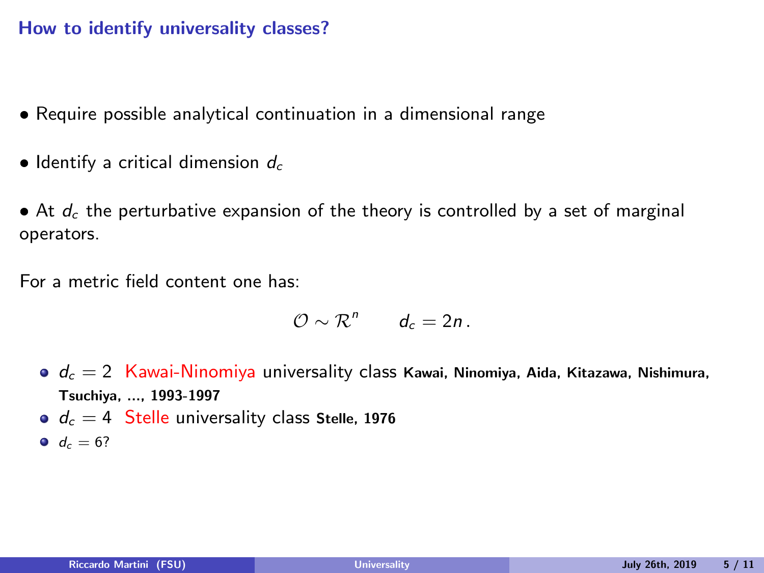## How to identify universality classes?

- Require possible analytical continuation in a dimensional range
- Identify a critical dimension $d_c$
- At $d_c$ the perturbative expansion of the theory is controlled by a set of marginal operators.

For a metric field content one has:

$$\mathcal{O} \sim \mathcal{R}^n \qquad d_c = 2n\,.$$

- $d_c = 2$ Kawai-Ninomiya universality class **Kawai, Ninomiya, Aida, Kitazawa, Nishimura, Tsuchiya, ..., 1993-1997**
- $d_c = 4$ Stelle universality class **Stelle, 1976**
- $d_c = 6$?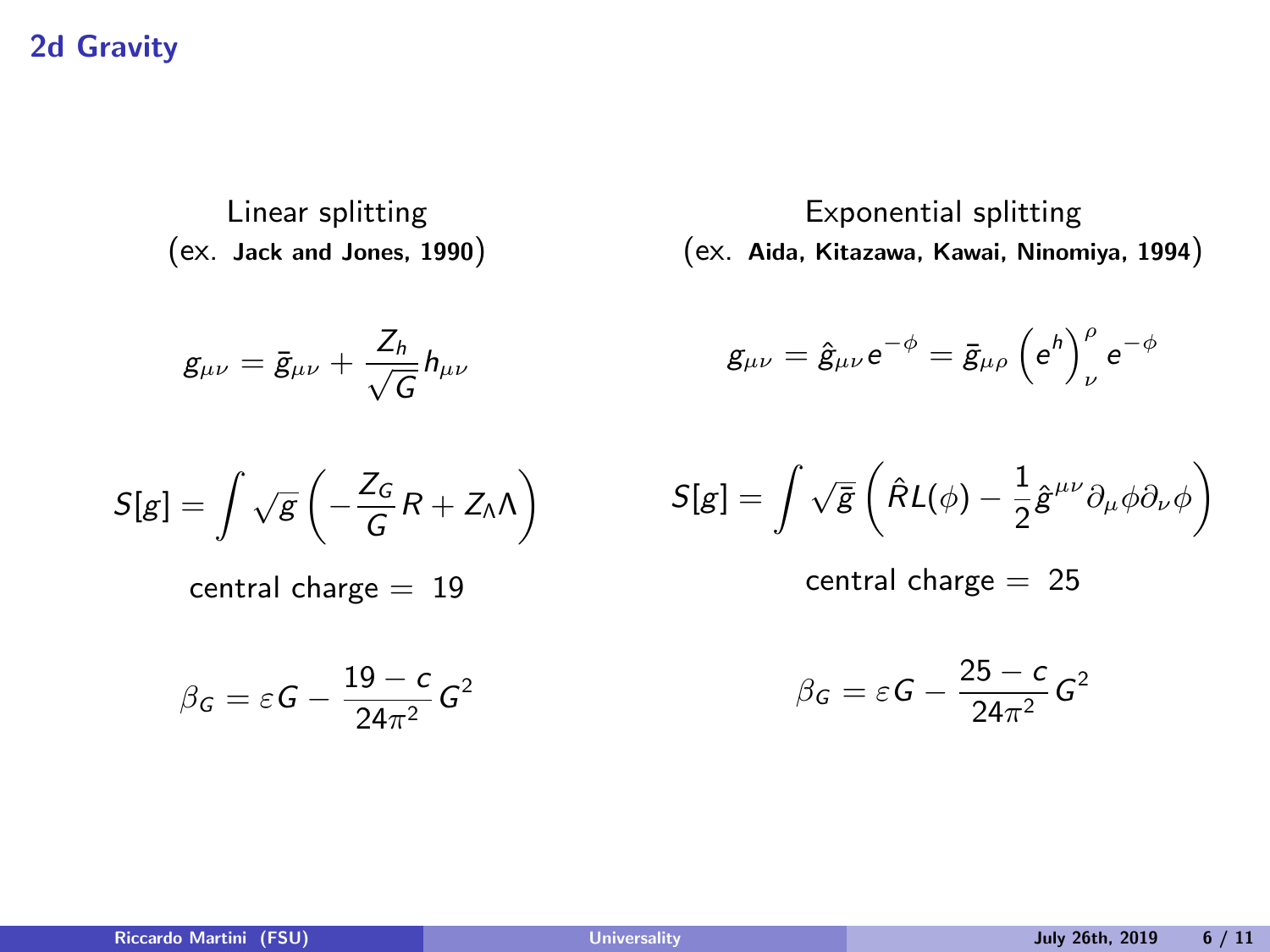## 2d Gravity

**Linear splitting**
(ex. **Jack and Jones, 1990**)

$$g_{\mu\nu} = \bar{g}_{\mu\nu} + \frac{Z_h}{\sqrt{G}} h_{\mu\nu}$$

$$S[g] = \int \sqrt{g} \left( -\frac{Z_G}{G} R + Z_\Lambda \Lambda \right)$$

central charge = 19

$$\beta_G = \varepsilon G - \frac{19 - c}{24\pi^2} G^2$$

**Exponential splitting**
(ex. **Aida, Kitazawa, Kawai, Ninomiya, 1994**)

$$g_{\mu\nu} = \hat{g}_{\mu\nu} e^{-\phi} = \bar{g}_{\mu\rho} \left( e^h \right)^\rho{}_\nu e^{-\phi}$$

$$S[g] = \int \sqrt{\bar{g}} \left( \hat{R} L(\phi) - \frac{1}{2} \hat{g}^{\mu\nu} \partial_\mu \phi \partial_\nu \phi \right)$$

central charge = 25

$$\beta_G = \varepsilon G - \frac{25 - c}{24\pi^2} G^2$$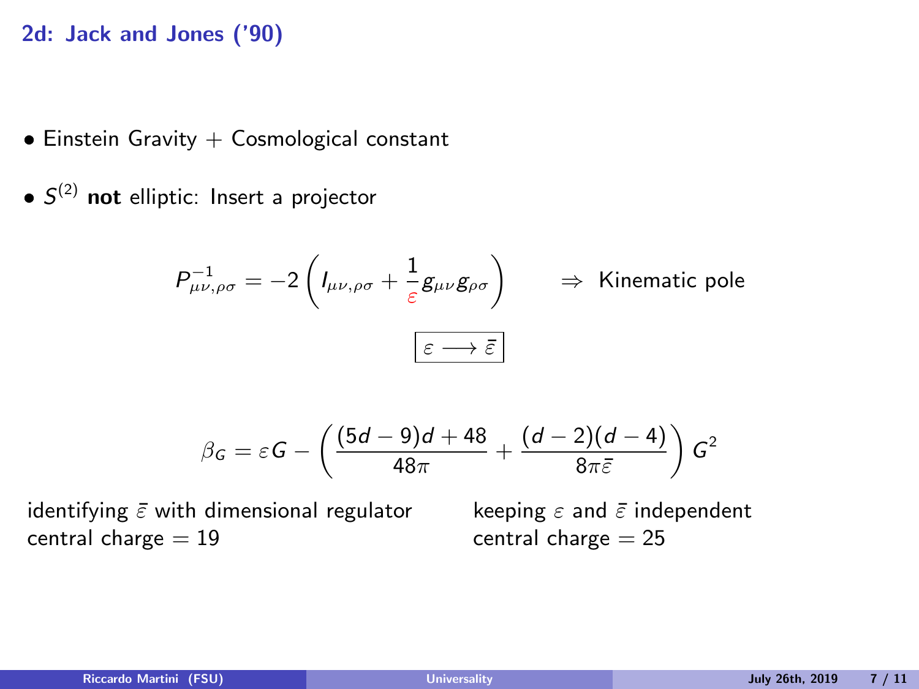## 2d: Jack and Jones ('90)

- Einstein Gravity + Cosmological constant
- $S^{(2)}$ **not** elliptic: Insert a projector

$$P^{-1}_{\mu\nu,\rho\sigma} = -2\left(I_{\mu\nu,\rho\sigma} + \frac{1}{\varepsilon} g_{\mu\nu} g_{\rho\sigma}\right) \qquad \Rightarrow \text{ Kinematic pole}$$

$$\boxed{\varepsilon \longrightarrow \bar{\varepsilon}}$$

$$\beta_G = \varepsilon G - \left(\frac{(5d-9)d+48}{48\pi} + \frac{(d-2)(d-4)}{8\pi\bar{\varepsilon}}\right) G^2$$

identifying $\bar{\varepsilon}$ with dimensional regulator
central charge = 19

keeping $\varepsilon$ and $\bar{\varepsilon}$ independent
central charge = 25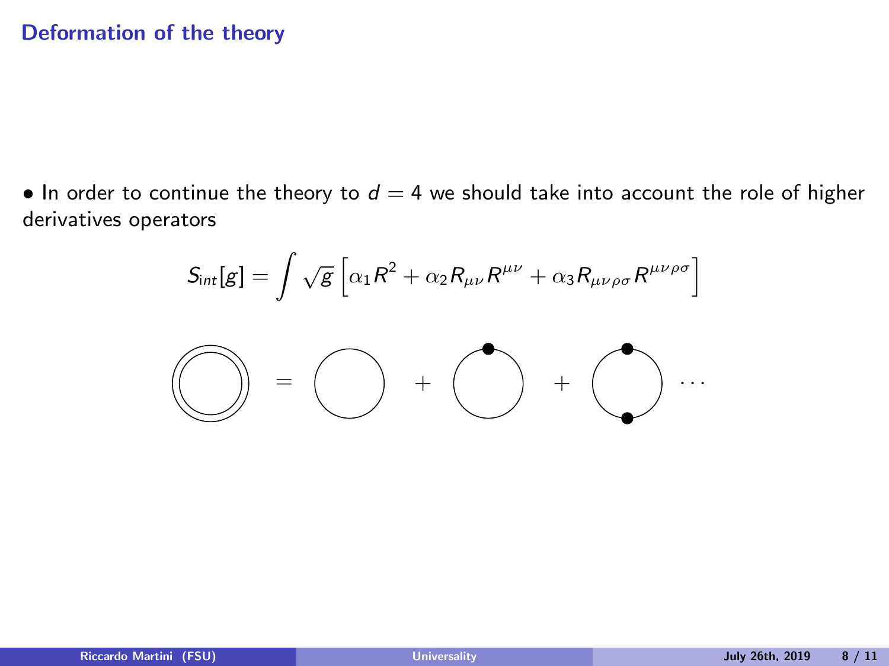## Deformation of the theory

- In order to continue the theory to $d = 4$ we should take into account the role of higher derivatives operators

$$S_{int}[g] = \int \sqrt{g} \left[ \alpha_1 R^2 + \alpha_2 R_{\mu\nu} R^{\mu\nu} + \alpha_3 R_{\mu\nu\rho\sigma} R^{\mu\nu\rho\sigma} \right]$$

= + + ...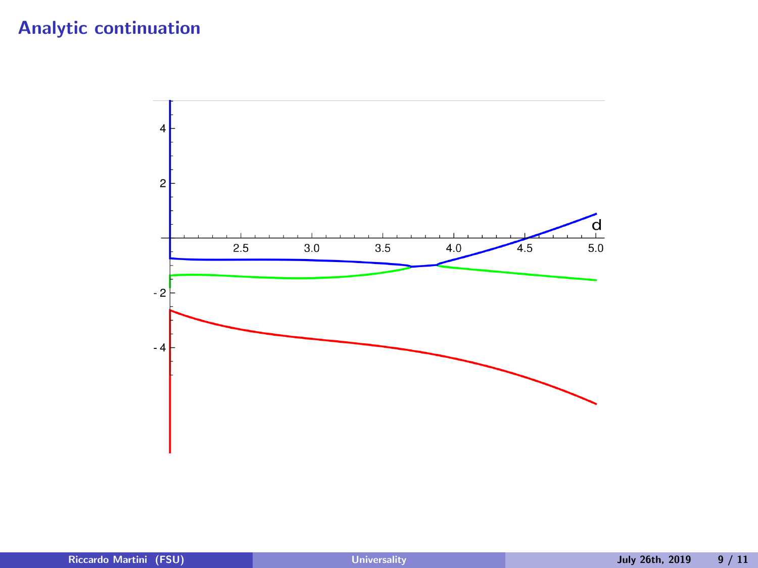# Analytic continuation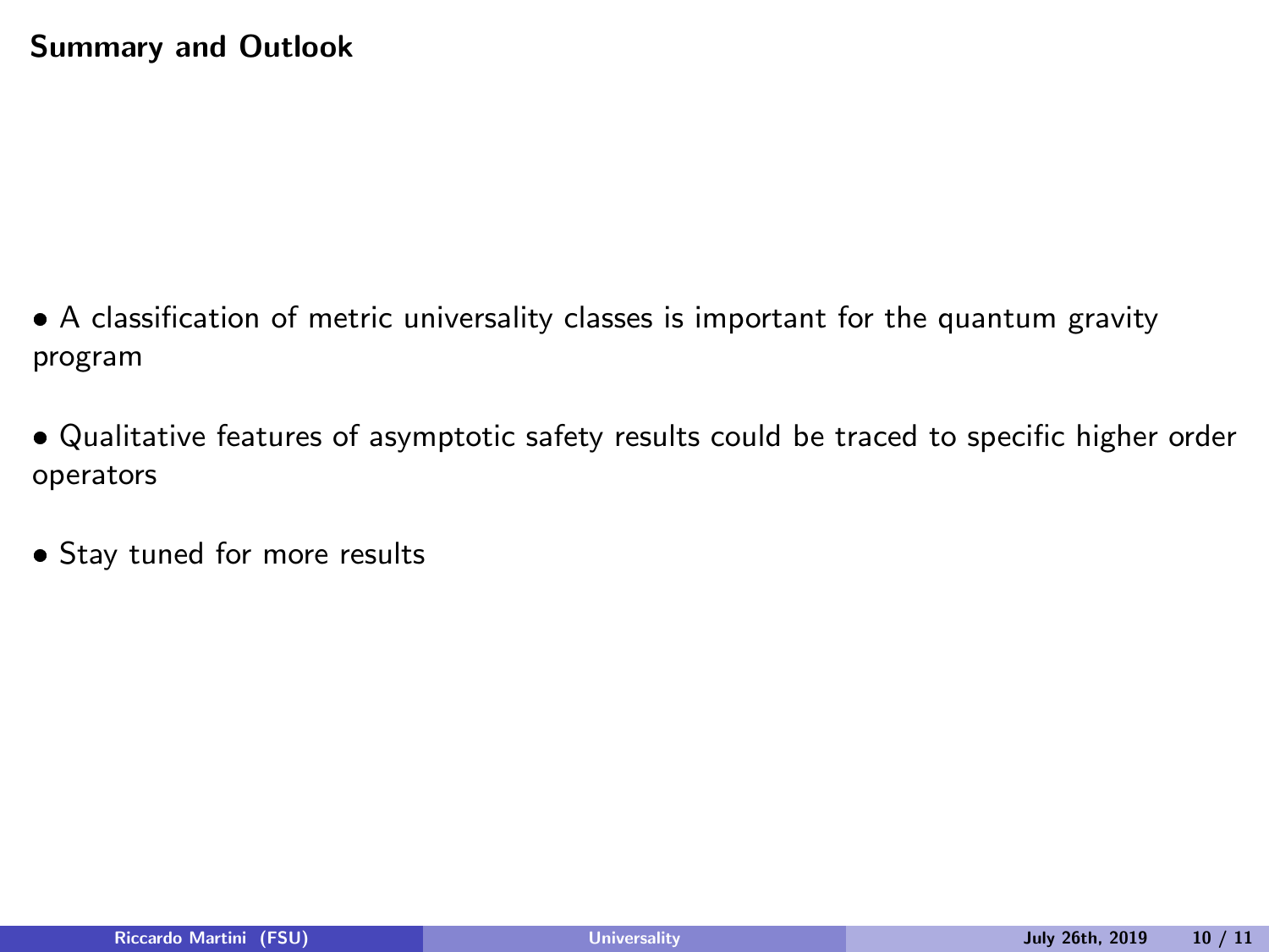## Summary and Outlook

- A classification of metric universality classes is important for the quantum gravity program

- Qualitative features of asymptotic safety results could be traced to specific higher order operators

- Stay tuned for more results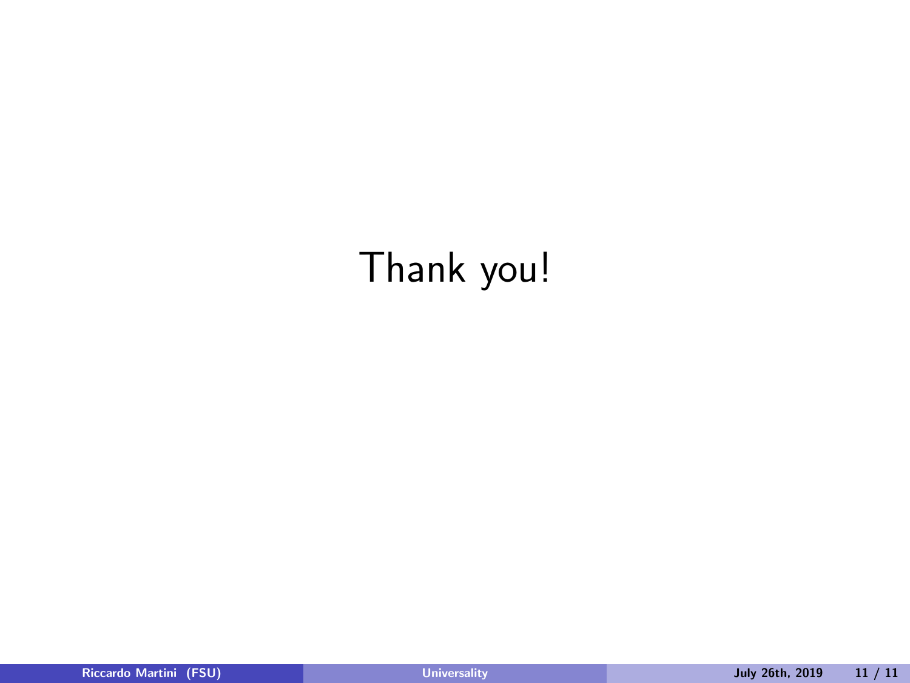Thank you!